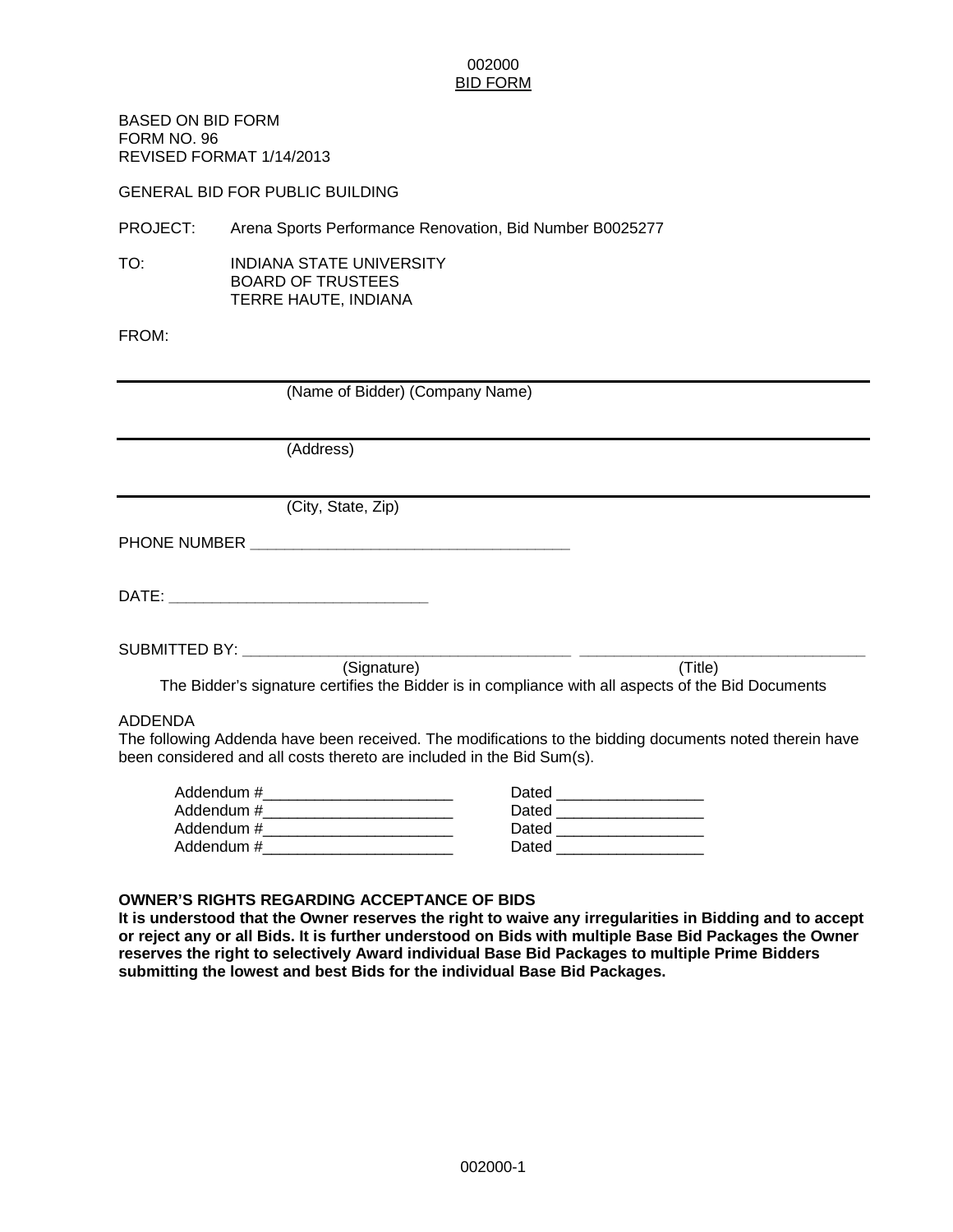# 002000
## BID FORM

BASED ON BID FORM
FORM NO. 96
REVISED FORMAT 1/14/2013

GENERAL BID FOR PUBLIC BUILDING

PROJECT: Arena Sports Performance Renovation, Bid Number B0025277

TO: INDIANA STATE UNIVERSITY
BOARD OF TRUSTEES
TERRE HAUTE, INDIANA

FROM:

______________________________________________________________________
(Name of Bidder) (Company Name)

______________________________________________________________________
(Address)

______________________________________________________________________
(City, State, Zip)

PHONE NUMBER ______________________________________

DATE: ______________________________

SUBMITTED BY: ______________________________________ ________________________________
(Signature) (Title)

The Bidder's signature certifies the Bidder is in compliance with all aspects of the Bid Documents

ADDENDA

The following Addenda have been received. The modifications to the bidding documents noted therein have been considered and all costs thereto are included in the Bid Sum(s).

Addendum #______________________ Dated _________________
Addendum #______________________ Dated _________________
Addendum #______________________ Dated _________________
Addendum #______________________ Dated _________________

**OWNER'S RIGHTS REGARDING ACCEPTANCE OF BIDS**

**It is understood that the Owner reserves the right to waive any irregularities in Bidding and to accept or reject any or all Bids. It is further understood on Bids with multiple Base Bid Packages the Owner reserves the right to selectively Award individual Base Bid Packages to multiple Prime Bidders submitting the lowest and best Bids for the individual Base Bid Packages.**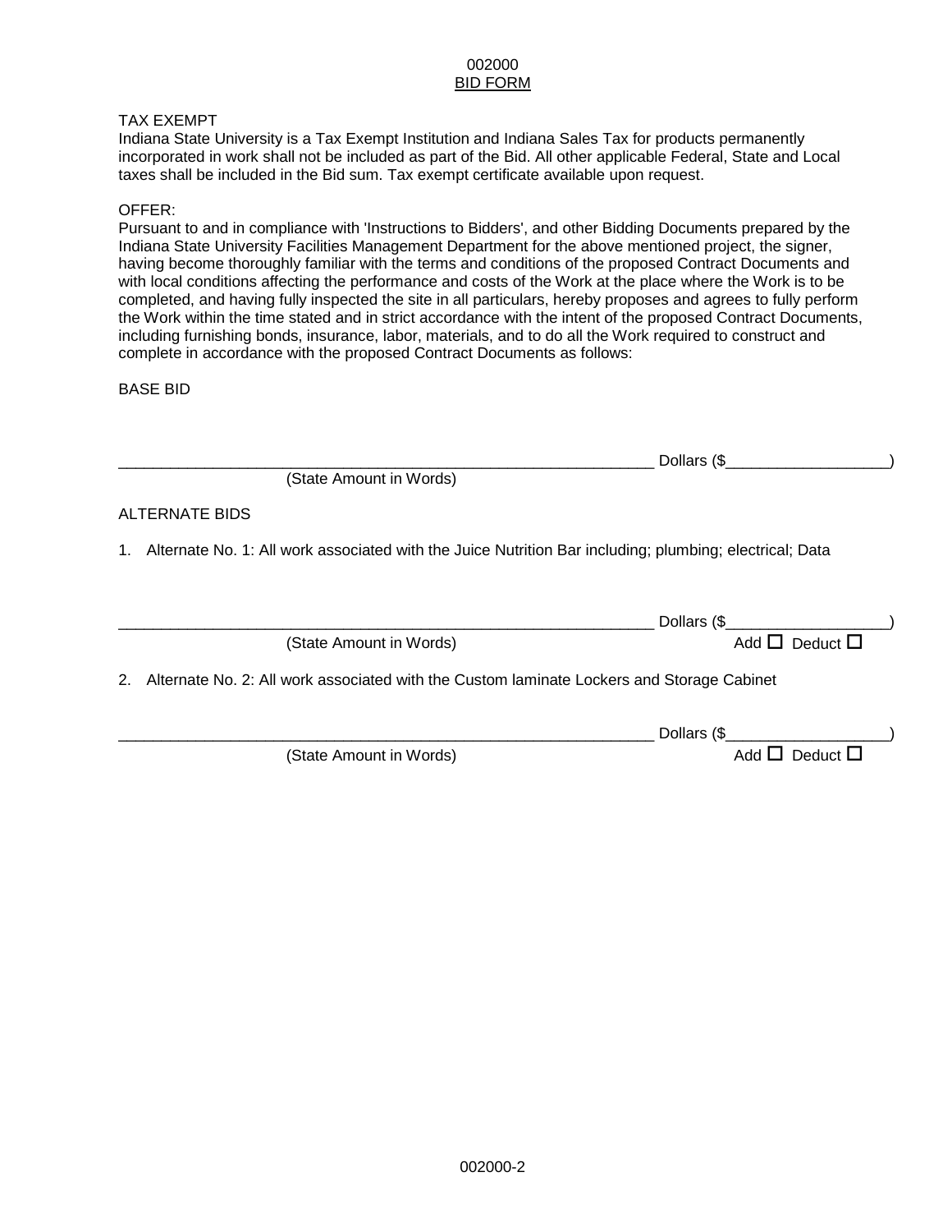002000
BID FORM

TAX EXEMPT
Indiana State University is a Tax Exempt Institution and Indiana Sales Tax for products permanently incorporated in work shall not be included as part of the Bid. All other applicable Federal, State and Local taxes shall be included in the Bid sum. Tax exempt certificate available upon request.

OFFER:
Pursuant to and in compliance with 'Instructions to Bidders', and other Bidding Documents prepared by the Indiana State University Facilities Management Department for the above mentioned project, the signer, having become thoroughly familiar with the terms and conditions of the proposed Contract Documents and with local conditions affecting the performance and costs of the Work at the place where the Work is to be completed, and having fully inspected the site in all particulars, hereby proposes and agrees to fully perform the Work within the time stated and in strict accordance with the intent of the proposed Contract Documents, including furnishing bonds, insurance, labor, materials, and to do all the Work required to construct and complete in accordance with the proposed Contract Documents as follows:

BASE BID

_______________________________________________________________ Dollars ($__________________)
(State Amount in Words)

ALTERNATE BIDS

1. Alternate No. 1: All work associated with the Juice Nutrition Bar including; plumbing; electrical; Data

_______________________________________________________________ Dollars ($__________________)
(State Amount in Words) Add ☐ Deduct ☐

2. Alternate No. 2: All work associated with the Custom laminate Lockers and Storage Cabinet

_______________________________________________________________ Dollars ($__________________)
(State Amount in Words) Add ☐ Deduct ☐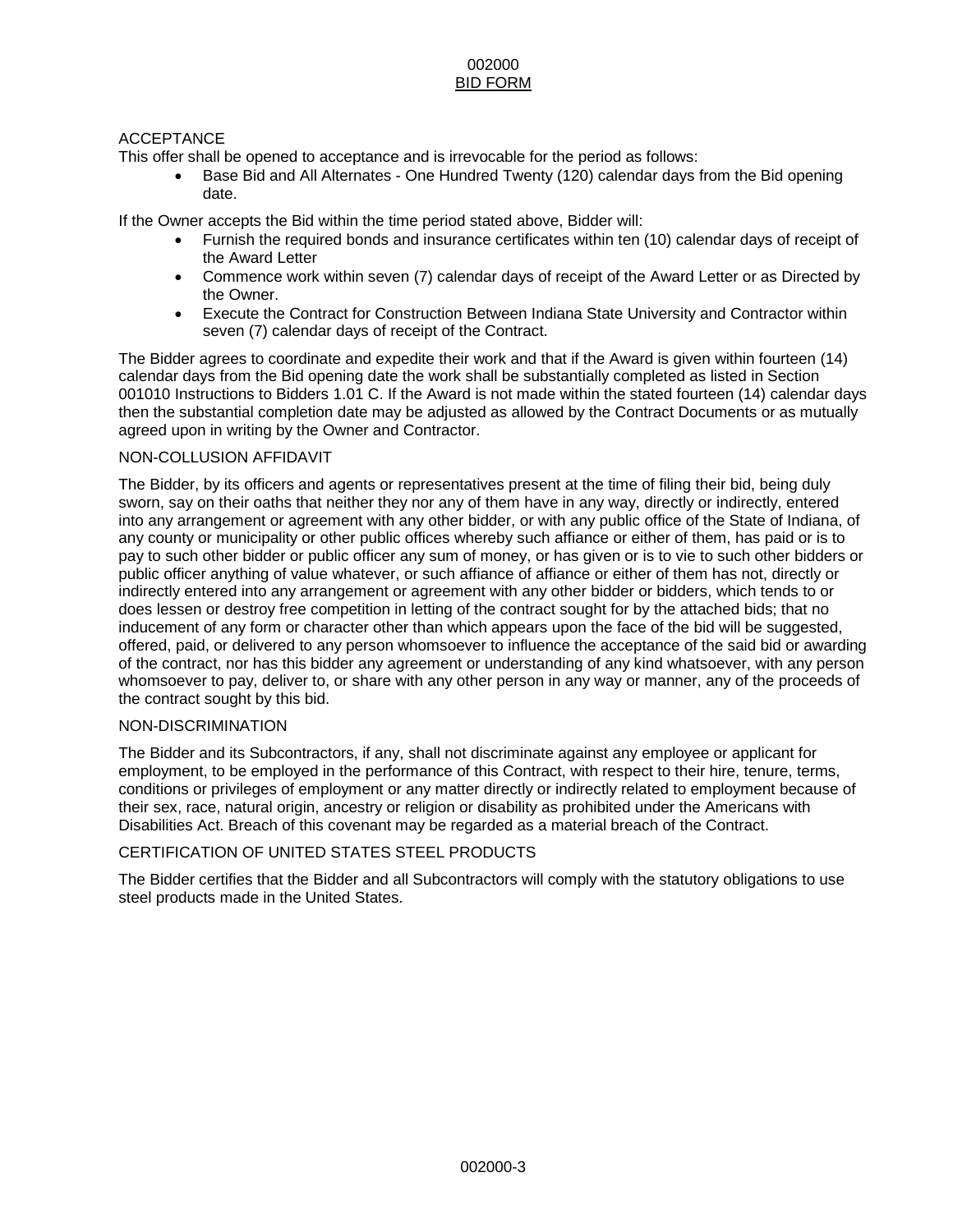002000
BID FORM

ACCEPTANCE

This offer shall be opened to acceptance and is irrevocable for the period as follows:

- Base Bid and All Alternates - One Hundred Twenty (120) calendar days from the Bid opening date.

If the Owner accepts the Bid within the time period stated above, Bidder will:

- Furnish the required bonds and insurance certificates within ten (10) calendar days of receipt of the Award Letter
- Commence work within seven (7) calendar days of receipt of the Award Letter or as Directed by the Owner.
- Execute the Contract for Construction Between Indiana State University and Contractor within seven (7) calendar days of receipt of the Contract.

The Bidder agrees to coordinate and expedite their work and that if the Award is given within fourteen (14) calendar days from the Bid opening date the work shall be substantially completed as listed in Section 001010 Instructions to Bidders 1.01 C. If the Award is not made within the stated fourteen (14) calendar days then the substantial completion date may be adjusted as allowed by the Contract Documents or as mutually agreed upon in writing by the Owner and Contractor.

NON-COLLUSION AFFIDAVIT

The Bidder, by its officers and agents or representatives present at the time of filing their bid, being duly sworn, say on their oaths that neither they nor any of them have in any way, directly or indirectly, entered into any arrangement or agreement with any other bidder, or with any public office of the State of Indiana, of any county or municipality or other public offices whereby such affiance or either of them, has paid or is to pay to such other bidder or public officer any sum of money, or has given or is to vie to such other bidders or public officer anything of value whatever, or such affiance of affiance or either of them has not, directly or indirectly entered into any arrangement or agreement with any other bidder or bidders, which tends to or does lessen or destroy free competition in letting of the contract sought for by the attached bids; that no inducement of any form or character other than which appears upon the face of the bid will be suggested, offered, paid, or delivered to any person whomsoever to influence the acceptance of the said bid or awarding of the contract, nor has this bidder any agreement or understanding of any kind whatsoever, with any person whomsoever to pay, deliver to, or share with any other person in any way or manner, any of the proceeds of the contract sought by this bid.

NON-DISCRIMINATION

The Bidder and its Subcontractors, if any, shall not discriminate against any employee or applicant for employment, to be employed in the performance of this Contract, with respect to their hire, tenure, terms, conditions or privileges of employment or any matter directly or indirectly related to employment because of their sex, race, natural origin, ancestry or religion or disability as prohibited under the Americans with Disabilities Act. Breach of this covenant may be regarded as a material breach of the Contract.

CERTIFICATION OF UNITED STATES STEEL PRODUCTS

The Bidder certifies that the Bidder and all Subcontractors will comply with the statutory obligations to use steel products made in the United States.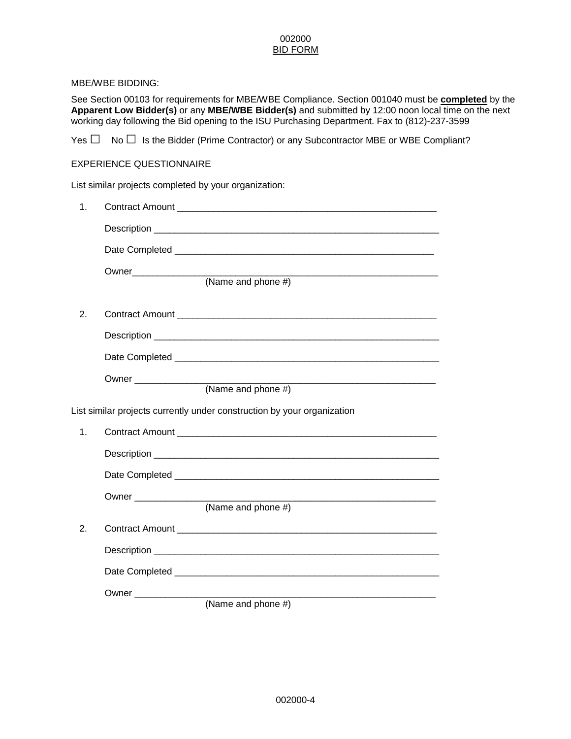002000

# BID FORM

MBE/WBE BIDDING:

See Section 00103 for requirements for MBE/WBE Compliance. Section 001040 must be **completed** by the **Apparent Low Bidder(s)** or any **MBE/WBE Bidder(s)** and submitted by 12:00 noon local time on the next working day following the Bid opening to the ISU Purchasing Department. Fax to (812)-237-3599

Yes ☐ No ☐ Is the Bidder (Prime Contractor) or any Subcontractor MBE or WBE Compliant?

EXPERIENCE QUESTIONNAIRE

List similar projects completed by your organization:

1. Contract Amount ____________________________________________________

   Description ________________________________________________________

   Date Completed _____________________________________________________

   Owner_____________________________________________________________
   (Name and phone #)

2. Contract Amount ____________________________________________________

   Description ________________________________________________________

   Date Completed _____________________________________________________

   Owner _____________________________________________________________
   (Name and phone #)

List similar projects currently under construction by your organization

1. Contract Amount ____________________________________________________

   Description ________________________________________________________

   Date Completed _____________________________________________________

   Owner _____________________________________________________________
   (Name and phone #)

2. Contract Amount ____________________________________________________

   Description ________________________________________________________

   Date Completed _____________________________________________________

   Owner _____________________________________________________________
   (Name and phone #)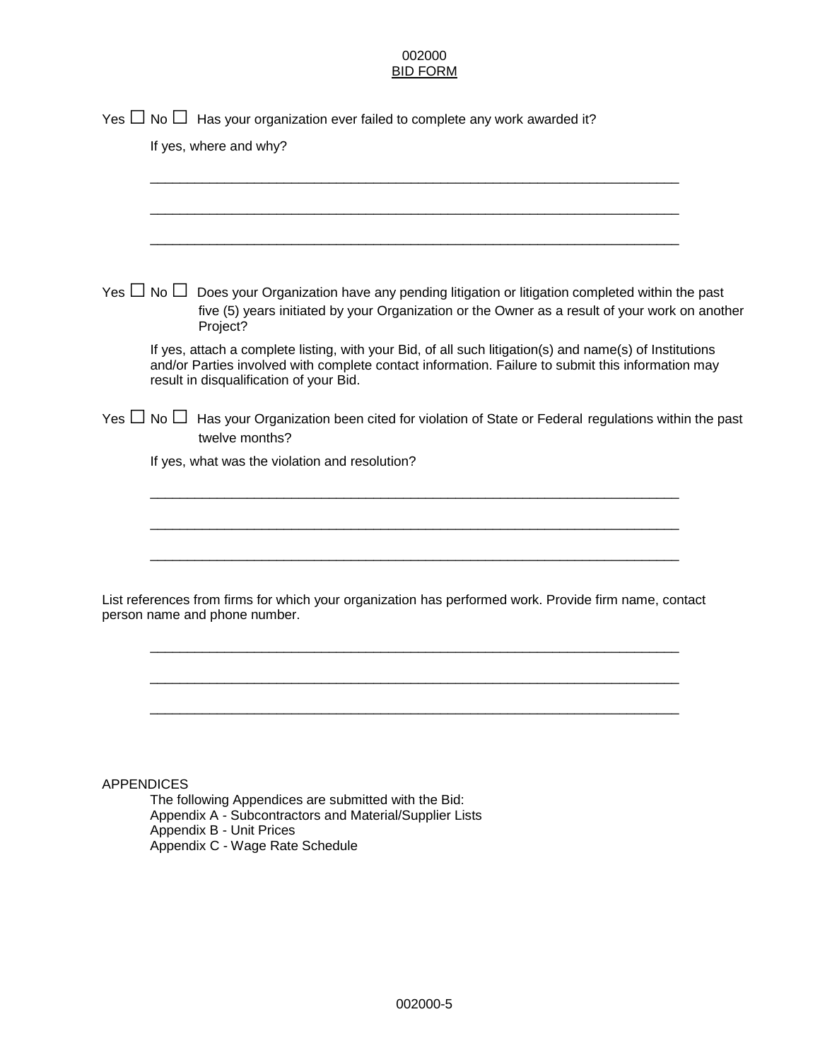Yes ☐ No ☐ Has your organization ever failed to complete any work awarded it?

If yes, where and why?

\_\_\_\_\_\_\_\_\_\_\_\_\_\_\_\_\_\_\_\_\_\_\_\_\_\_\_\_\_\_\_\_\_\_\_\_\_\_\_\_\_\_\_\_\_\_\_\_\_\_\_\_\_\_\_\_\_\_\_\_\_\_\_\_\_\_\_\_

\_\_\_\_\_\_\_\_\_\_\_\_\_\_\_\_\_\_\_\_\_\_\_\_\_\_\_\_\_\_\_\_\_\_\_\_\_\_\_\_\_\_\_\_\_\_\_\_\_\_\_\_\_\_\_\_\_\_\_\_\_\_\_\_\_\_\_\_

\_\_\_\_\_\_\_\_\_\_\_\_\_\_\_\_\_\_\_\_\_\_\_\_\_\_\_\_\_\_\_\_\_\_\_\_\_\_\_\_\_\_\_\_\_\_\_\_\_\_\_\_\_\_\_\_\_\_\_\_\_\_\_\_\_\_\_\_

Yes ☐ No ☐ Does your Organization have any pending litigation or litigation completed within the past five (5) years initiated by your Organization or the Owner as a result of your work on another Project?

If yes, attach a complete listing, with your Bid, of all such litigation(s) and name(s) of Institutions and/or Parties involved with complete contact information. Failure to submit this information may result in disqualification of your Bid.

Yes ☐ No ☐ Has your Organization been cited for violation of State or Federal regulations within the past twelve months?

If yes, what was the violation and resolution?

\_\_\_\_\_\_\_\_\_\_\_\_\_\_\_\_\_\_\_\_\_\_\_\_\_\_\_\_\_\_\_\_\_\_\_\_\_\_\_\_\_\_\_\_\_\_\_\_\_\_\_\_\_\_\_\_\_\_\_\_\_\_\_\_\_\_\_\_

\_\_\_\_\_\_\_\_\_\_\_\_\_\_\_\_\_\_\_\_\_\_\_\_\_\_\_\_\_\_\_\_\_\_\_\_\_\_\_\_\_\_\_\_\_\_\_\_\_\_\_\_\_\_\_\_\_\_\_\_\_\_\_\_\_\_\_\_

\_\_\_\_\_\_\_\_\_\_\_\_\_\_\_\_\_\_\_\_\_\_\_\_\_\_\_\_\_\_\_\_\_\_\_\_\_\_\_\_\_\_\_\_\_\_\_\_\_\_\_\_\_\_\_\_\_\_\_\_\_\_\_\_\_\_\_\_

List references from firms for which your organization has performed work. Provide firm name, contact person name and phone number.

\_\_\_\_\_\_\_\_\_\_\_\_\_\_\_\_\_\_\_\_\_\_\_\_\_\_\_\_\_\_\_\_\_\_\_\_\_\_\_\_\_\_\_\_\_\_\_\_\_\_\_\_\_\_\_\_\_\_\_\_\_\_\_\_\_\_\_\_

\_\_\_\_\_\_\_\_\_\_\_\_\_\_\_\_\_\_\_\_\_\_\_\_\_\_\_\_\_\_\_\_\_\_\_\_\_\_\_\_\_\_\_\_\_\_\_\_\_\_\_\_\_\_\_\_\_\_\_\_\_\_\_\_\_\_\_\_

\_\_\_\_\_\_\_\_\_\_\_\_\_\_\_\_\_\_\_\_\_\_\_\_\_\_\_\_\_\_\_\_\_\_\_\_\_\_\_\_\_\_\_\_\_\_\_\_\_\_\_\_\_\_\_\_\_\_\_\_\_\_\_\_\_\_\_\_

APPENDICES

The following Appendices are submitted with the Bid:
Appendix A - Subcontractors and Material/Supplier Lists
Appendix B - Unit Prices
Appendix C - Wage Rate Schedule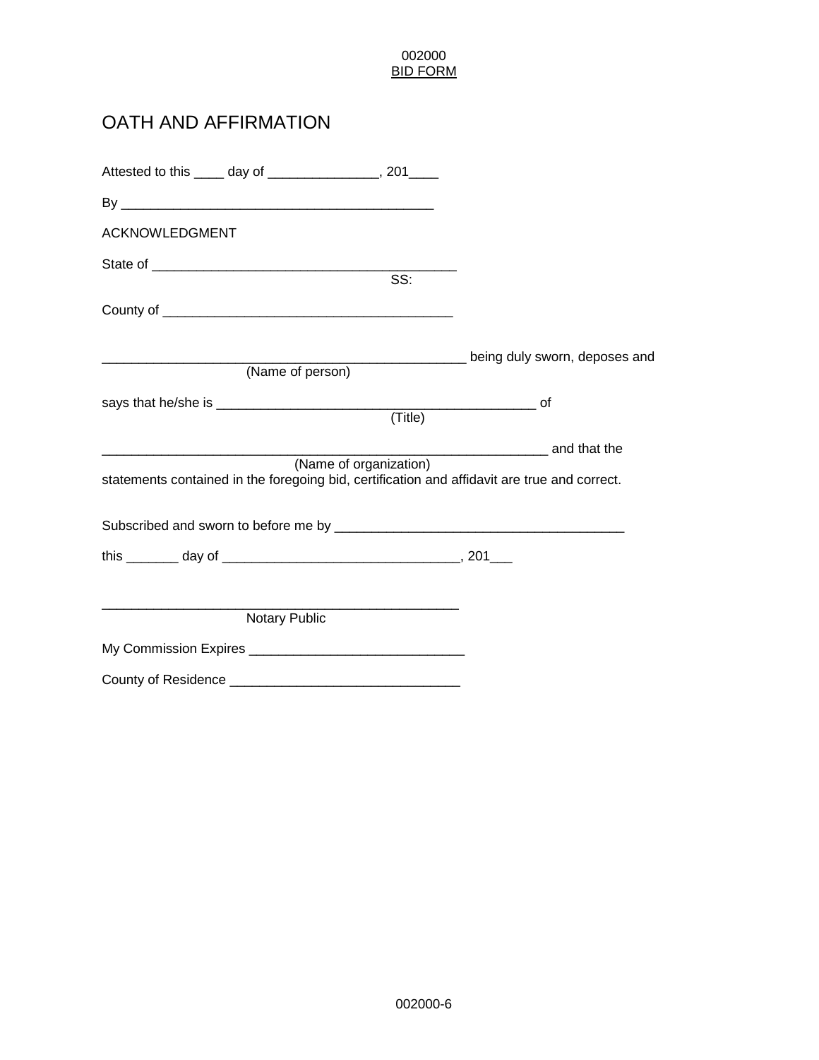002000
BID FORM

# OATH AND AFFIRMATION

Attested to this ____ day of _______________, 201____

By __________________________________________

ACKNOWLEDGMENT

State of _________________________________________
SS:

County of _______________________________________

__________________________________________________ being duly sworn, deposes and
(Name of person)

says that he/she is ___________________________________________ of
(Title)

____________________________________________________________ and that the
(Name of organization)
statements contained in the foregoing bid, certification and affidavit are true and correct.

Subscribed and sworn to before me by ________________________________________

this _______ day of ________________________________, 201___

_________________________________________________
Notary Public

My Commission Expires _____________________________

County of Residence _______________________________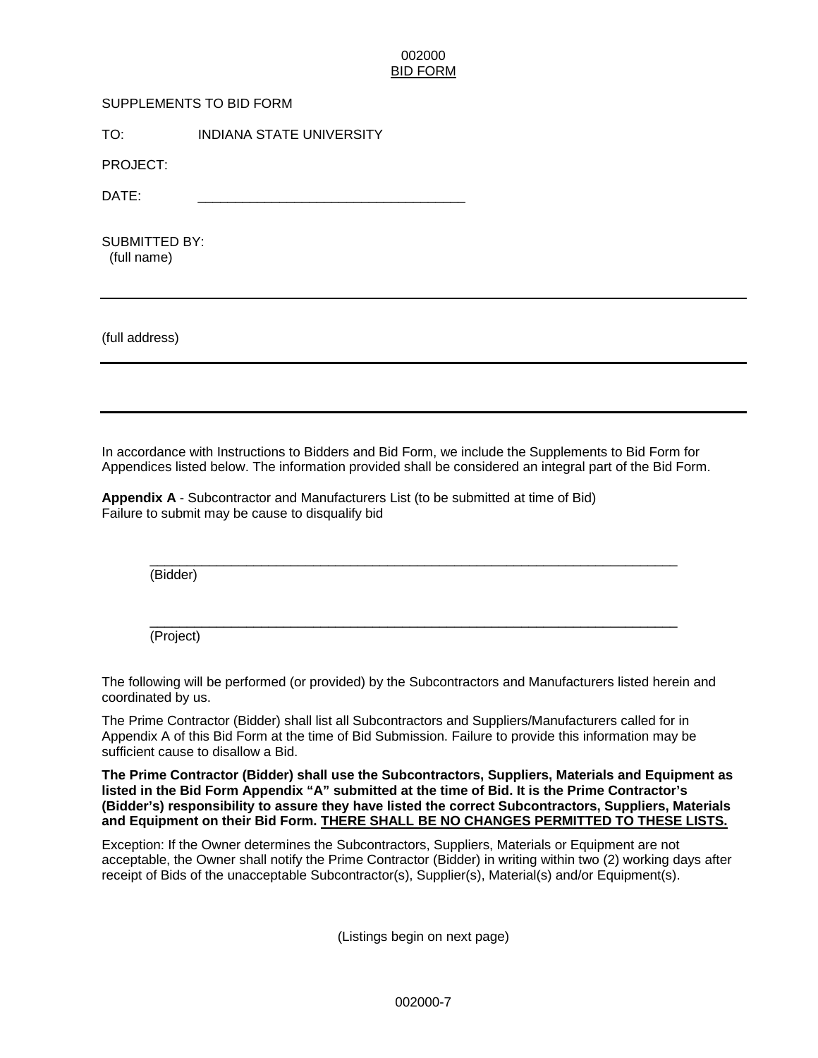# 002000
## BID FORM

SUPPLEMENTS TO BID FORM

TO: INDIANA STATE UNIVERSITY

PROJECT:

DATE: ___________________________________

SUBMITTED BY:
(full name)

___________________________________________________________________________

(full address)

___________________________________________________________________________

___________________________________________________________________________

In accordance with Instructions to Bidders and Bid Form, we include the Supplements to Bid Form for Appendices listed below. The information provided shall be considered an integral part of the Bid Form.

**Appendix A** - Subcontractor and Manufacturers List (to be submitted at time of Bid)
Failure to submit may be cause to disqualify bid

___________________________________________________________________________
(Bidder)

___________________________________________________________________________
(Project)

The following will be performed (or provided) by the Subcontractors and Manufacturers listed herein and coordinated by us.

The Prime Contractor (Bidder) shall list all Subcontractors and Suppliers/Manufacturers called for in Appendix A of this Bid Form at the time of Bid Submission. Failure to provide this information may be sufficient cause to disallow a Bid.

**The Prime Contractor (Bidder) shall use the Subcontractors, Suppliers, Materials and Equipment as listed in the Bid Form Appendix "A" submitted at the time of Bid. It is the Prime Contractor's (Bidder's) responsibility to assure they have listed the correct Subcontractors, Suppliers, Materials and Equipment on their Bid Form. <u>THERE SHALL BE NO CHANGES PERMITTED TO THESE LISTS.</u>**

Exception: If the Owner determines the Subcontractors, Suppliers, Materials or Equipment are not acceptable, the Owner shall notify the Prime Contractor (Bidder) in writing within two (2) working days after receipt of Bids of the unacceptable Subcontractor(s), Supplier(s), Material(s) and/or Equipment(s).

(Listings begin on next page)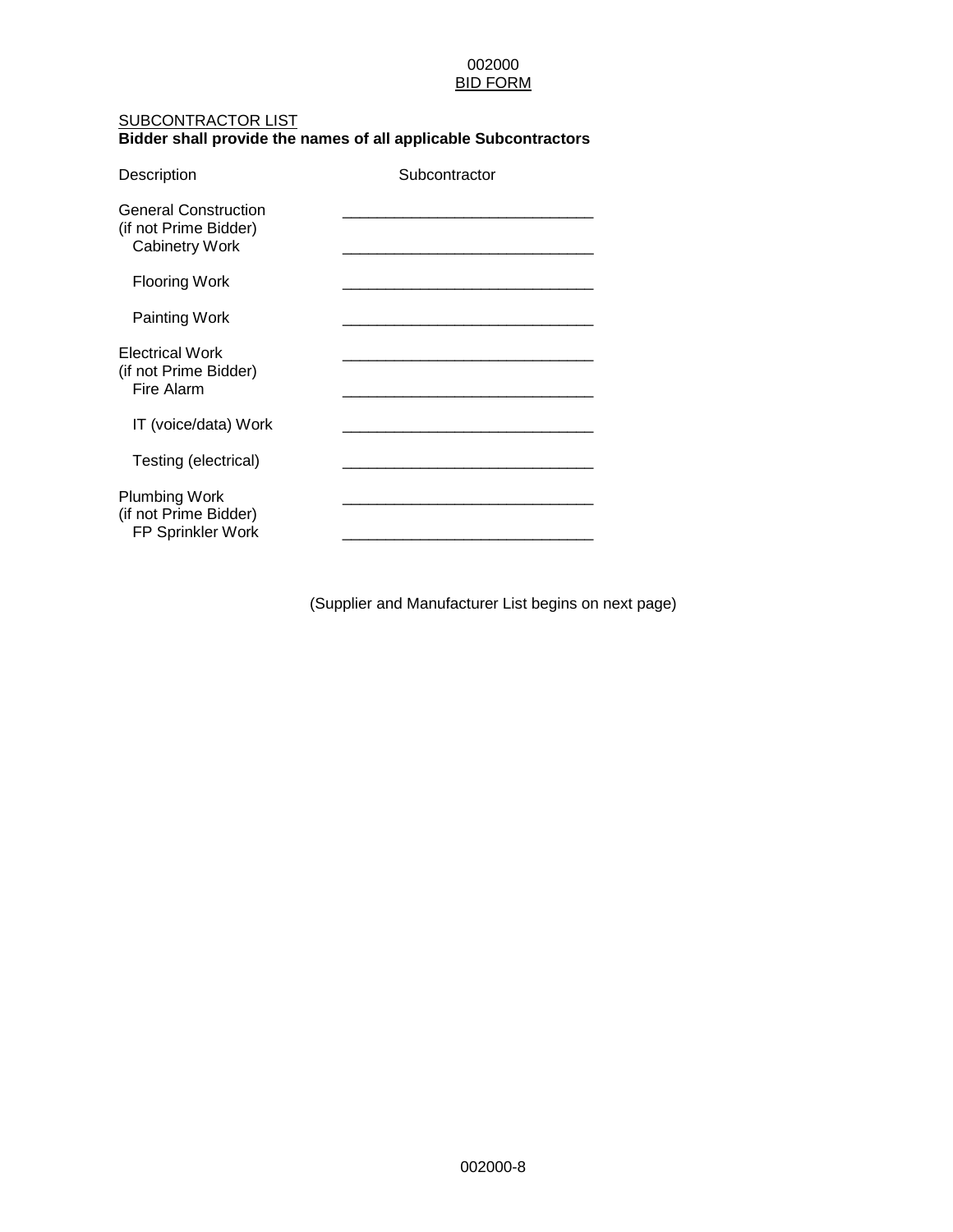002000
BID FORM

SUBCONTRACTOR LIST

**Bidder shall provide the names of all applicable Subcontractors**

| Description | Subcontractor |
|---|---|
| General Construction (if not Prime Bidder) | ______________________________ |
| Cabinetry Work | ______________________________ |
| Flooring Work | ______________________________ |
| Painting Work | ______________________________ |
| Electrical Work (if not Prime Bidder) | ______________________________ |
| Fire Alarm | ______________________________ |
| IT (voice/data) Work | ______________________________ |
| Testing (electrical) | ______________________________ |
| Plumbing Work (if not Prime Bidder) | ______________________________ |
| FP Sprinkler Work | ______________________________ |

(Supplier and Manufacturer List begins on next page)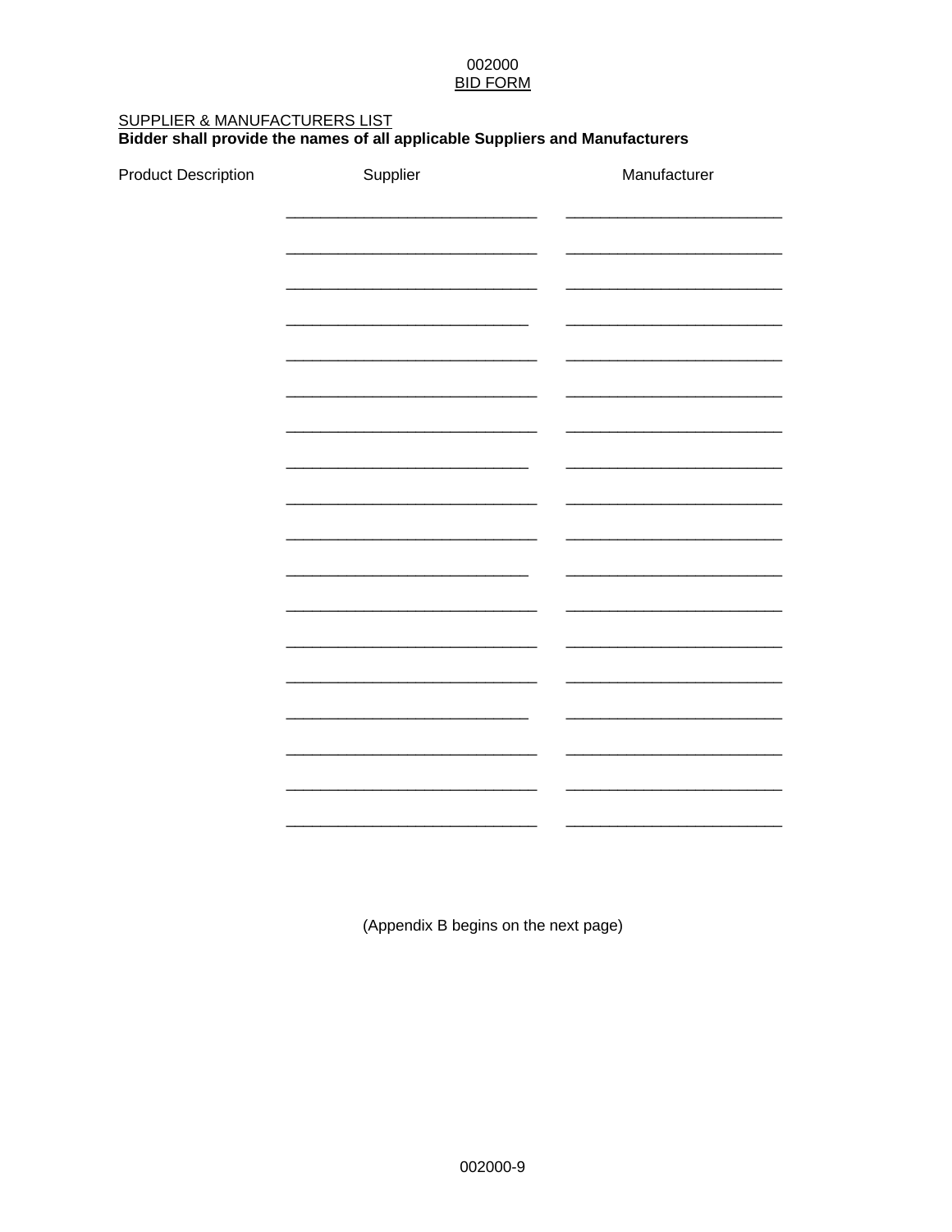002000
BID FORM

SUPPLIER & MANUFACTURERS LIST

**Bidder shall provide the names of all applicable Suppliers and Manufacturers**

| Product Description | Supplier | Manufacturer |
|---|---|---|
| | ____________________________ | ________________________ |
| | ____________________________ | ________________________ |
| | ____________________________ | ________________________ |
| | ____________________________ | ________________________ |
| | ____________________________ | ________________________ |
| | ____________________________ | ________________________ |
| | ____________________________ | ________________________ |
| | ____________________________ | ________________________ |
| | ____________________________ | ________________________ |
| | ____________________________ | ________________________ |
| | ____________________________ | ________________________ |
| | ____________________________ | ________________________ |
| | ____________________________ | ________________________ |
| | ____________________________ | ________________________ |
| | ____________________________ | ________________________ |
| | ____________________________ | ________________________ |
| | ____________________________ | ________________________ |
| | ____________________________ | ________________________ |

(Appendix B begins on the next page)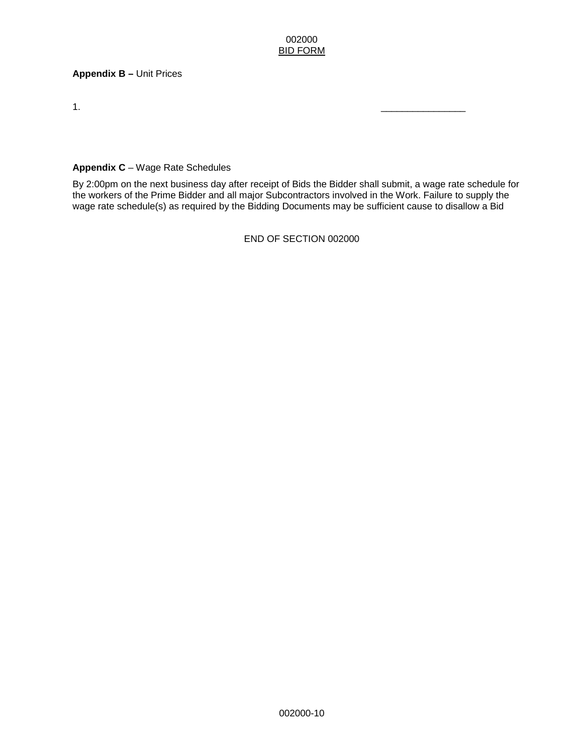**Appendix B –** Unit Prices

1. ________________

**Appendix C** – Wage Rate Schedules

By 2:00pm on the next business day after receipt of Bids the Bidder shall submit, a wage rate schedule for the workers of the Prime Bidder and all major Subcontractors involved in the Work. Failure to supply the wage rate schedule(s) as required by the Bidding Documents may be sufficient cause to disallow a Bid

END OF SECTION 002000